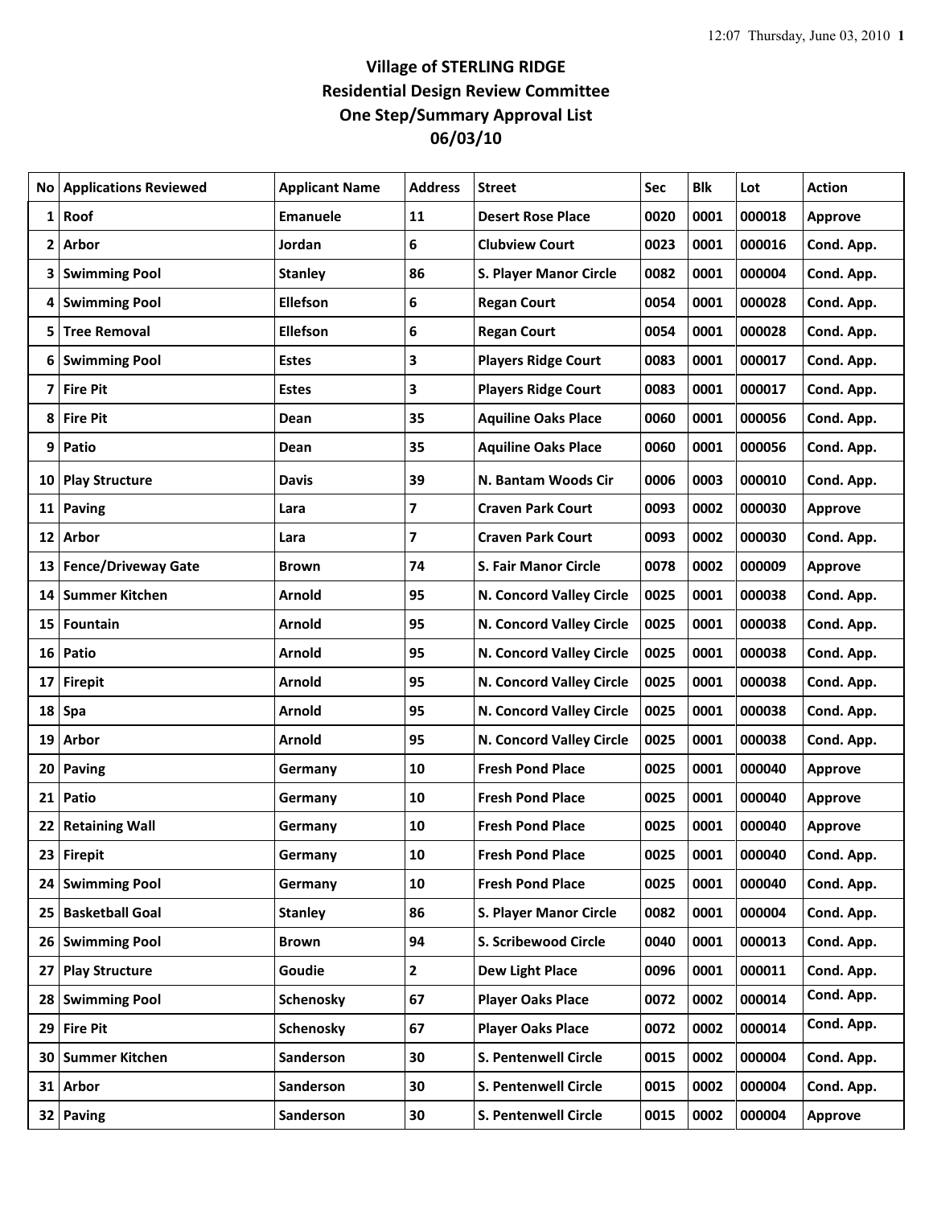# Village of STERLING RIDGE
## Residential Design Review Committee
## One Step/Summary Approval List
## 06/03/10

| No | Applications Reviewed | Applicant Name | Address | Street | Sec | Blk | Lot | Action |
|---|---|---|---|---|---|---|---|---|
| 1 | Roof | Emanuele | 11 | Desert Rose Place | 0020 | 0001 | 000018 | Approve |
| 2 | Arbor | Jordan | 6 | Clubview Court | 0023 | 0001 | 000016 | Cond. App. |
| 3 | Swimming Pool | Stanley | 86 | S. Player Manor Circle | 0082 | 0001 | 000004 | Cond. App. |
| 4 | Swimming Pool | Ellefson | 6 | Regan Court | 0054 | 0001 | 000028 | Cond. App. |
| 5 | Tree Removal | Ellefson | 6 | Regan Court | 0054 | 0001 | 000028 | Cond. App. |
| 6 | Swimming Pool | Estes | 3 | Players Ridge Court | 0083 | 0001 | 000017 | Cond. App. |
| 7 | Fire Pit | Estes | 3 | Players Ridge Court | 0083 | 0001 | 000017 | Cond. App. |
| 8 | Fire Pit | Dean | 35 | Aquiline Oaks Place | 0060 | 0001 | 000056 | Cond. App. |
| 9 | Patio | Dean | 35 | Aquiline Oaks Place | 0060 | 0001 | 000056 | Cond. App. |
| 10 | Play Structure | Davis | 39 | N. Bantam Woods Cir | 0006 | 0003 | 000010 | Cond. App. |
| 11 | Paving | Lara | 7 | Craven Park Court | 0093 | 0002 | 000030 | Approve |
| 12 | Arbor | Lara | 7 | Craven Park Court | 0093 | 0002 | 000030 | Cond. App. |
| 13 | Fence/Driveway Gate | Brown | 74 | S. Fair Manor Circle | 0078 | 0002 | 000009 | Approve |
| 14 | Summer Kitchen | Arnold | 95 | N. Concord Valley Circle | 0025 | 0001 | 000038 | Cond. App. |
| 15 | Fountain | Arnold | 95 | N. Concord Valley Circle | 0025 | 0001 | 000038 | Cond. App. |
| 16 | Patio | Arnold | 95 | N. Concord Valley Circle | 0025 | 0001 | 000038 | Cond. App. |
| 17 | Firepit | Arnold | 95 | N. Concord Valley Circle | 0025 | 0001 | 000038 | Cond. App. |
| 18 | Spa | Arnold | 95 | N. Concord Valley Circle | 0025 | 0001 | 000038 | Cond. App. |
| 19 | Arbor | Arnold | 95 | N. Concord Valley Circle | 0025 | 0001 | 000038 | Cond. App. |
| 20 | Paving | Germany | 10 | Fresh Pond Place | 0025 | 0001 | 000040 | Approve |
| 21 | Patio | Germany | 10 | Fresh Pond Place | 0025 | 0001 | 000040 | Approve |
| 22 | Retaining Wall | Germany | 10 | Fresh Pond Place | 0025 | 0001 | 000040 | Approve |
| 23 | Firepit | Germany | 10 | Fresh Pond Place | 0025 | 0001 | 000040 | Cond. App. |
| 24 | Swimming Pool | Germany | 10 | Fresh Pond Place | 0025 | 0001 | 000040 | Cond. App. |
| 25 | Basketball Goal | Stanley | 86 | S. Player Manor Circle | 0082 | 0001 | 000004 | Cond. App. |
| 26 | Swimming Pool | Brown | 94 | S. Scribewood Circle | 0040 | 0001 | 000013 | Cond. App. |
| 27 | Play Structure | Goudie | 2 | Dew Light Place | 0096 | 0001 | 000011 | Cond. App. |
| 28 | Swimming Pool | Schenosky | 67 | Player Oaks Place | 0072 | 0002 | 000014 | Cond. App. |
| 29 | Fire Pit | Schenosky | 67 | Player Oaks Place | 0072 | 0002 | 000014 | Cond. App. |
| 30 | Summer Kitchen | Sanderson | 30 | S. Pentenwell Circle | 0015 | 0002 | 000004 | Cond. App. |
| 31 | Arbor | Sanderson | 30 | S. Pentenwell Circle | 0015 | 0002 | 000004 | Cond. App. |
| 32 | Paving | Sanderson | 30 | S. Pentenwell Circle | 0015 | 0002 | 000004 | Approve |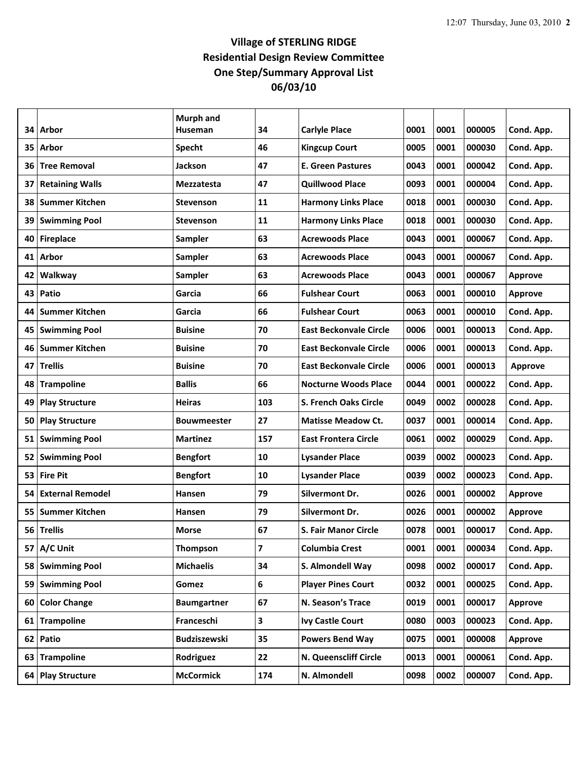**Village of STERLING RIDGE**
**Residential Design Review Committee**
**One Step/Summary Approval List**
**06/03/10**

| | | | | | | | | |
|---|---|---|---|---|---|---|---|---|
| 34 | Arbor | Murph and Huseman | 34 | Carlyle Place | 0001 | 0001 | 000005 | Cond. App. |
| 35 | Arbor | Specht | 46 | Kingcup Court | 0005 | 0001 | 000030 | Cond. App. |
| 36 | Tree Removal | Jackson | 47 | E. Green Pastures | 0043 | 0001 | 000042 | Cond. App. |
| 37 | Retaining Walls | Mezzatesta | 47 | Quillwood Place | 0093 | 0001 | 000004 | Cond. App. |
| 38 | Summer Kitchen | Stevenson | 11 | Harmony Links Place | 0018 | 0001 | 000030 | Cond. App. |
| 39 | Swimming Pool | Stevenson | 11 | Harmony Links Place | 0018 | 0001 | 000030 | Cond. App. |
| 40 | Fireplace | Sampler | 63 | Acrewoods Place | 0043 | 0001 | 000067 | Cond. App. |
| 41 | Arbor | Sampler | 63 | Acrewoods Place | 0043 | 0001 | 000067 | Cond. App. |
| 42 | Walkway | Sampler | 63 | Acrewoods Place | 0043 | 0001 | 000067 | Approve |
| 43 | Patio | Garcia | 66 | Fulshear Court | 0063 | 0001 | 000010 | Approve |
| 44 | Summer Kitchen | Garcia | 66 | Fulshear Court | 0063 | 0001 | 000010 | Cond. App. |
| 45 | Swimming Pool | Buisine | 70 | East Beckonvale Circle | 0006 | 0001 | 000013 | Cond. App. |
| 46 | Summer Kitchen | Buisine | 70 | East Beckonvale Circle | 0006 | 0001 | 000013 | Cond. App. |
| 47 | Trellis | Buisine | 70 | East Beckonvale Circle | 0006 | 0001 | 000013 | Approve |
| 48 | Trampoline | Ballis | 66 | Nocturne Woods Place | 0044 | 0001 | 000022 | Cond. App. |
| 49 | Play Structure | Heiras | 103 | S. French Oaks Circle | 0049 | 0002 | 000028 | Cond. App. |
| 50 | Play Structure | Bouwmeester | 27 | Matisse Meadow Ct. | 0037 | 0001 | 000014 | Cond. App. |
| 51 | Swimming Pool | Martinez | 157 | East Frontera Circle | 0061 | 0002 | 000029 | Cond. App. |
| 52 | Swimming Pool | Bengfort | 10 | Lysander Place | 0039 | 0002 | 000023 | Cond. App. |
| 53 | Fire Pit | Bengfort | 10 | Lysander Place | 0039 | 0002 | 000023 | Cond. App. |
| 54 | External Remodel | Hansen | 79 | Silvermont Dr. | 0026 | 0001 | 000002 | Approve |
| 55 | Summer Kitchen | Hansen | 79 | Silvermont Dr. | 0026 | 0001 | 000002 | Approve |
| 56 | Trellis | Morse | 67 | S. Fair Manor Circle | 0078 | 0001 | 000017 | Cond. App. |
| 57 | A/C Unit | Thompson | 7 | Columbia Crest | 0001 | 0001 | 000034 | Cond. App. |
| 58 | Swimming Pool | Michaelis | 34 | S. Almondell Way | 0098 | 0002 | 000017 | Cond. App. |
| 59 | Swimming Pool | Gomez | 6 | Player Pines Court | 0032 | 0001 | 000025 | Cond. App. |
| 60 | Color Change | Baumgartner | 67 | N. Season's Trace | 0019 | 0001 | 000017 | Approve |
| 61 | Trampoline | Franceschi | 3 | Ivy Castle Court | 0080 | 0003 | 000023 | Cond. App. |
| 62 | Patio | Budziszewski | 35 | Powers Bend Way | 0075 | 0001 | 000008 | Approve |
| 63 | Trampoline | Rodriguez | 22 | N. Queenscliff Circle | 0013 | 0001 | 000061 | Cond. App. |
| 64 | Play Structure | McCormick | 174 | N. Almondell | 0098 | 0002 | 000007 | Cond. App. |